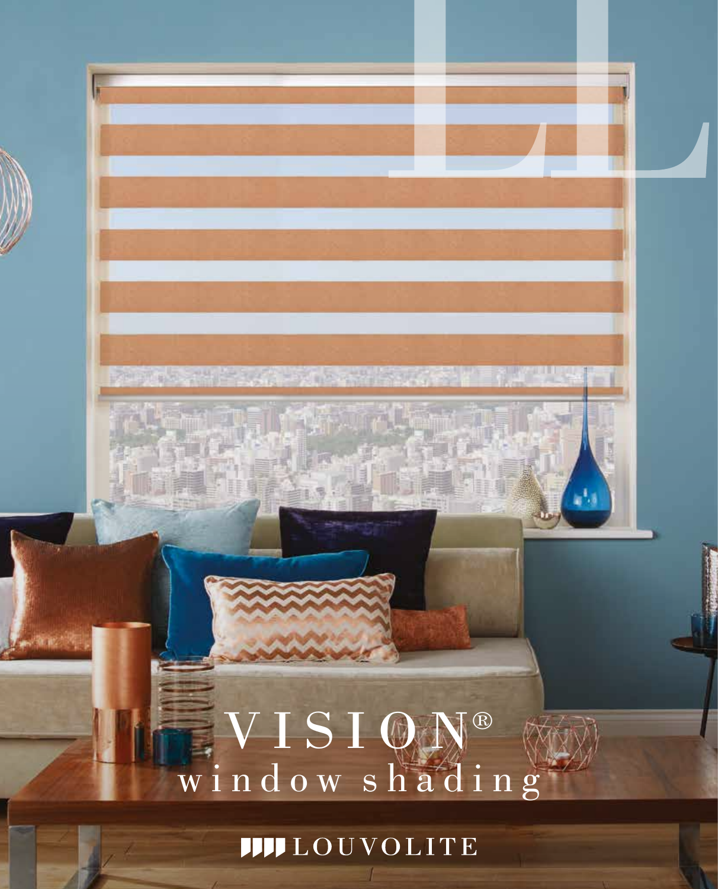# VISION®

## window shading

LOUVOLITE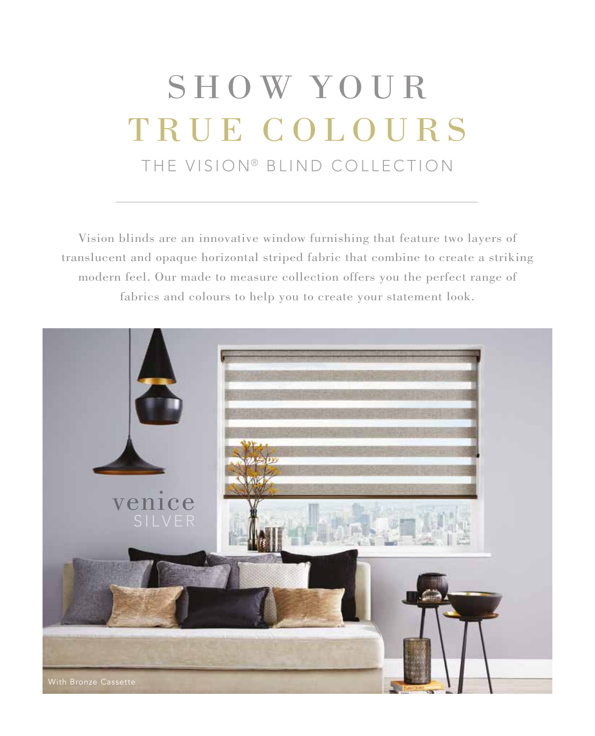# SHOW YOUR TRUE COLOURS

## THE VISION® BLIND COLLECTION

Vision blinds are an innovative window furnishing that feature two layers of translucent and opaque horizontal striped fabric that combine to create a striking modern feel. Our made to measure collection offers you the perfect range of fabrics and colours to help you to create your statement look.

venice SILVER

With Bronze Cassette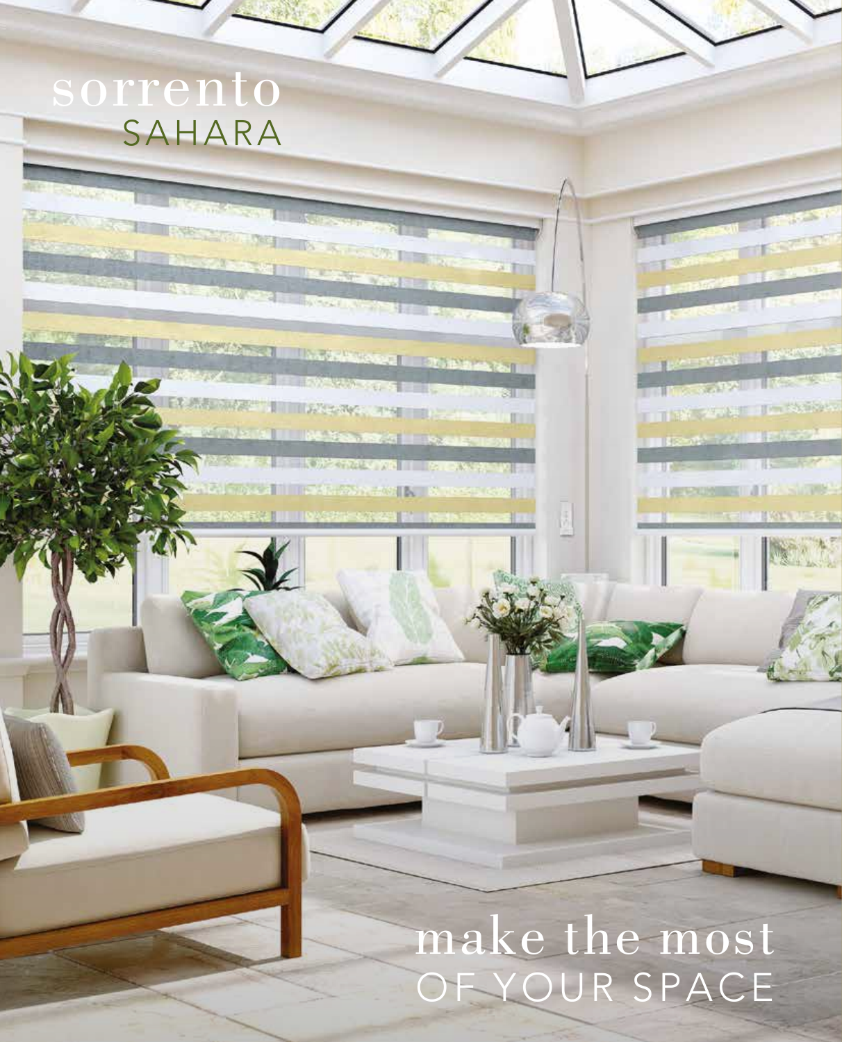sorrento
SAHARA

make the most
OF YOUR SPACE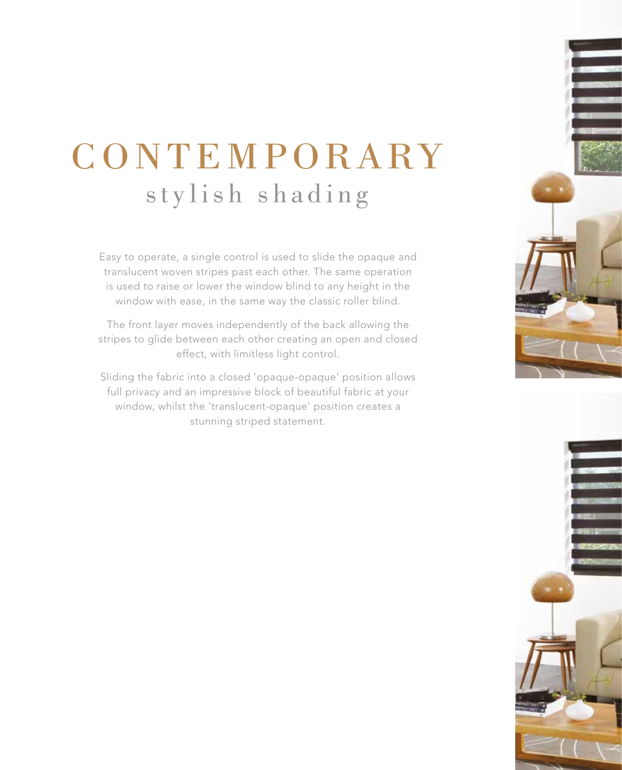# CONTEMPORARY
## stylish shading

Easy to operate, a single control is used to slide the opaque and translucent woven stripes past each other. The same operation is used to raise or lower the window blind to any height in the window with ease, in the same way the classic roller blind.

The front layer moves independently of the back allowing the stripes to glide between each other creating an open and closed effect, with limitless light control.

Sliding the fabric into a closed 'opaque-opaque' position allows full privacy and an impressive block of beautiful fabric at your window, whilst the 'translucent-opaque' position creates a stunning striped statement.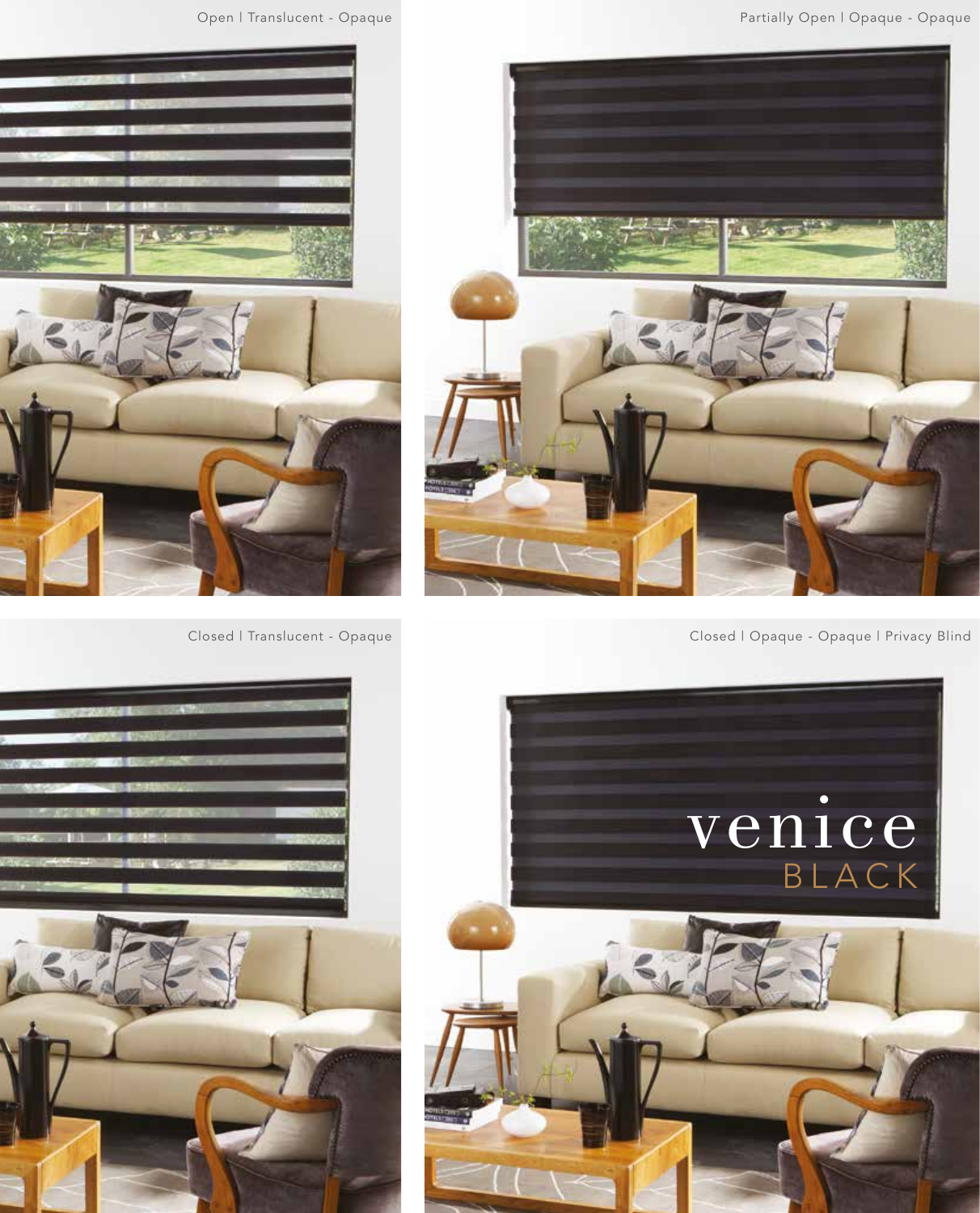Open | Translucent - Opaque

Partially Open | Opaque - Opaque

Closed | Translucent - Opaque

Closed | Opaque - Opaque | Privacy Blind

# venice

## BLACK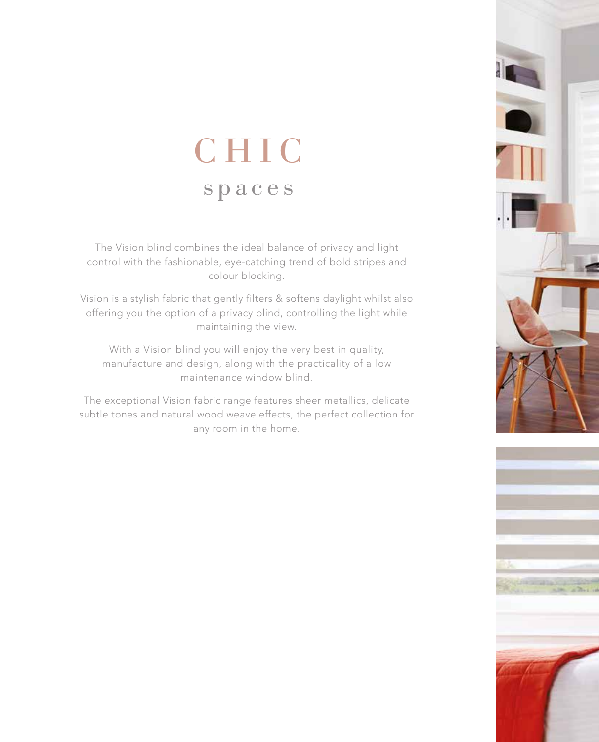# CHIC
## spaces

The Vision blind combines the ideal balance of privacy and light control with the fashionable, eye-catching trend of bold stripes and colour blocking.

Vision is a stylish fabric that gently filters & softens daylight whilst also offering you the option of a privacy blind, controlling the light while maintaining the view.

With a Vision blind you will enjoy the very best in quality, manufacture and design, along with the practicality of a low maintenance window blind.

The exceptional Vision fabric range features sheer metallics, delicate subtle tones and natural wood weave effects, the perfect collection for any room in the home.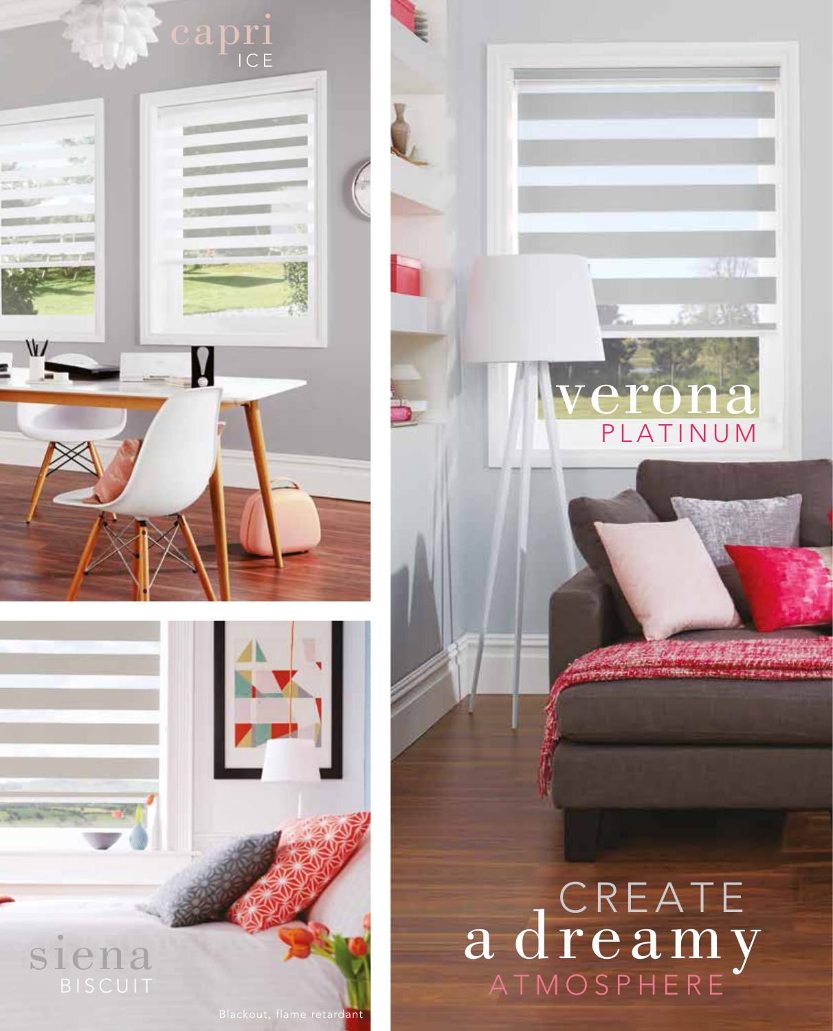capri
ICE

siena
BISCUIT

Blackout, flame retardant

verona
PLATINUM

# CREATE a dreamy ATMOSPHERE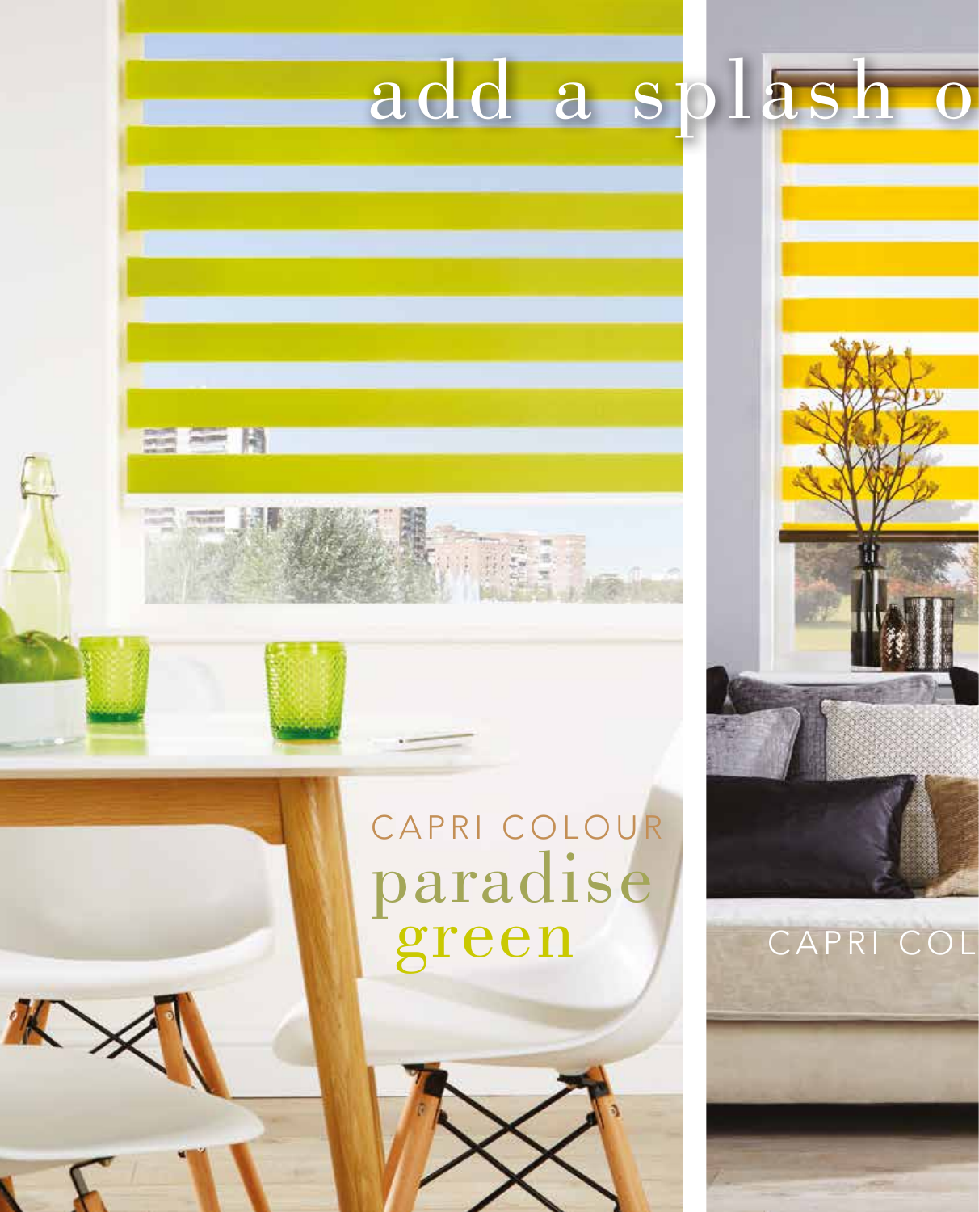# add a splash o

CAPRI COLOUR
paradise
green

CAPRI COL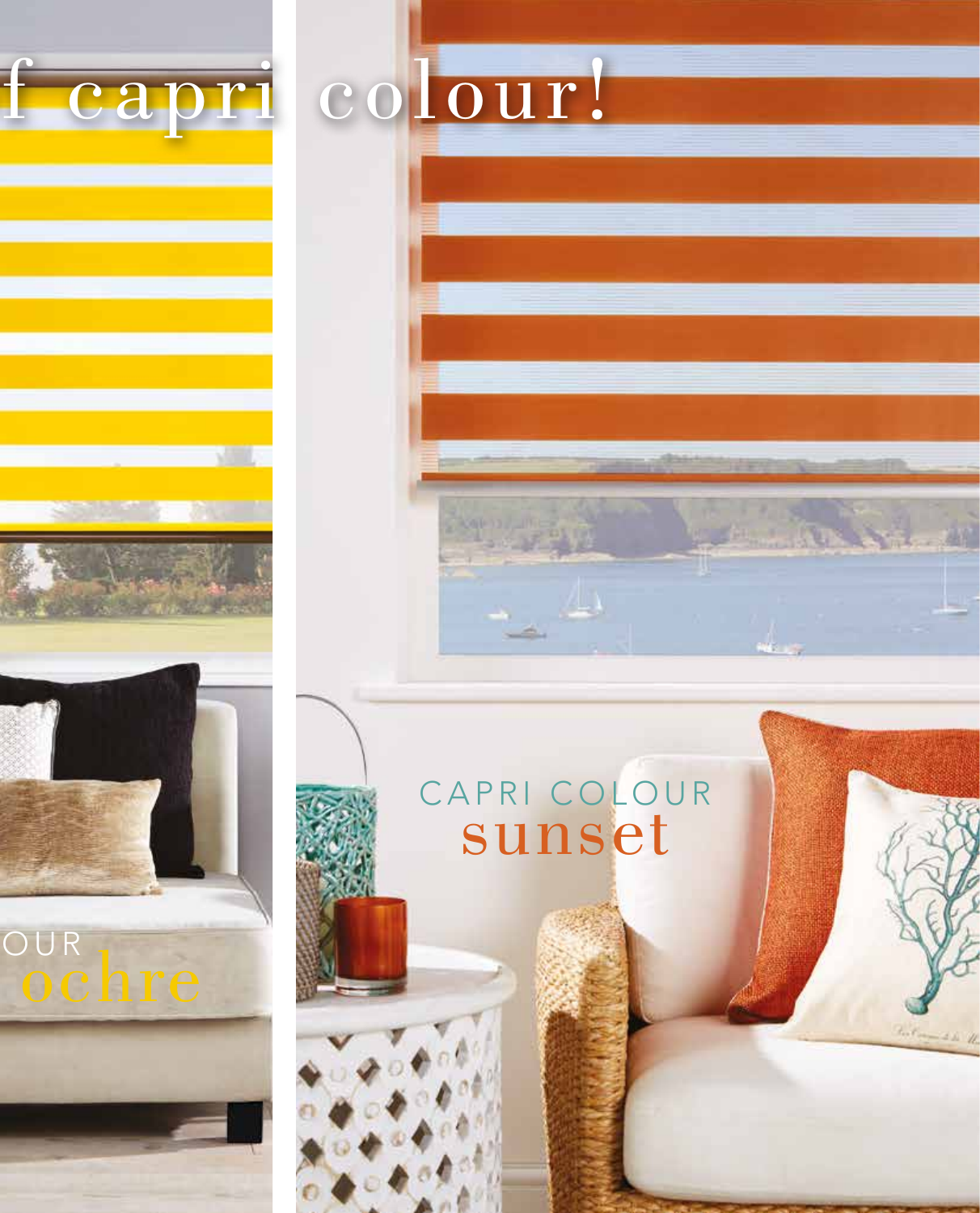# f capri colour!

OUR
ochre

CAPRI COLOUR
sunset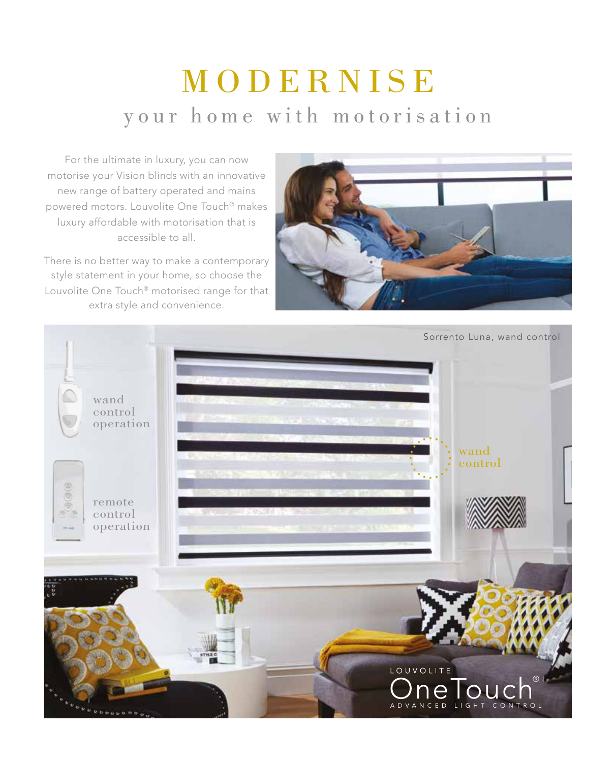# MODERNISE

## your home with motorisation

For the ultimate in luxury, you can now motorise your Vision blinds with an innovative new range of battery operated and mains powered motors. Louvolite One Touch® makes luxury affordable with motorisation that is accessible to all.

There is no better way to make a contemporary style statement in your home, so choose the Louvolite One Touch® motorised range for that extra style and convenience.

Sorrento Luna, wand control

wand control operation

remote control operation

wand control

LOUVOLITE OneTouch® ADVANCED LIGHT CONTROL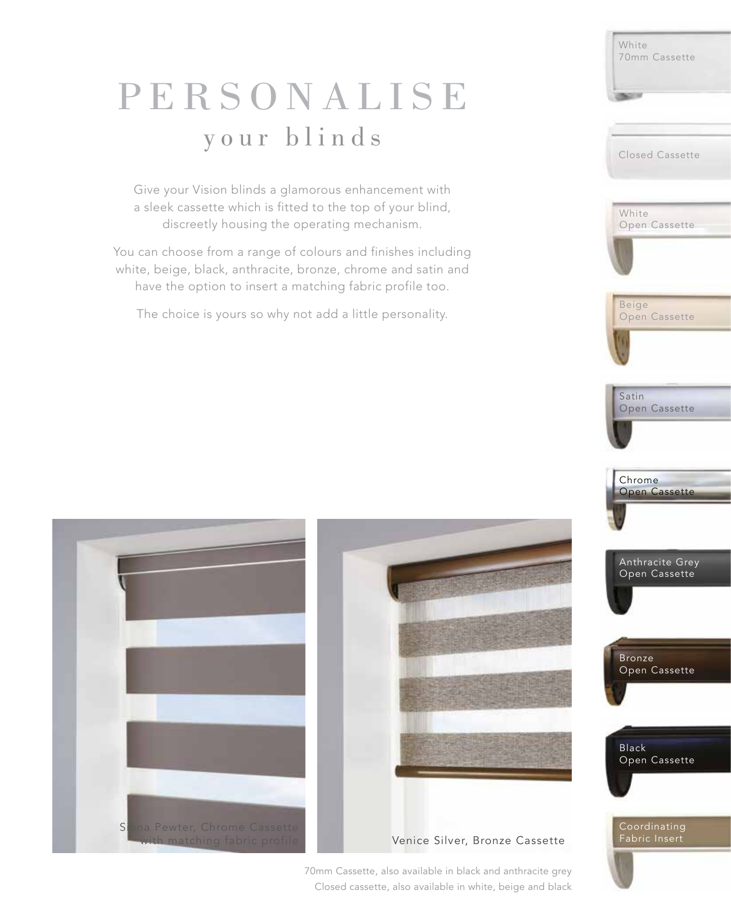# PERSONALISE

## your blinds

Give your Vision blinds a glamorous enhancement with a sleek cassette which is fitted to the top of your blind, discreetly housing the operating mechanism.

You can choose from a range of colours and finishes including white, beige, black, anthracite, bronze, chrome and satin and have the option to insert a matching fabric profile too.

The choice is yours so why not add a little personality.

White 70mm Cassette

Closed Cassette

White Open Cassette

Beige Open Cassette

Satin Open Cassette

Chrome Open Cassette

Anthracite Grey Open Cassette

Bronze Open Cassette

Black Open Cassette

Coordinating Fabric Insert

Siena Pewter, Chrome Cassette with matching fabric profile

Venice Silver, Bronze Cassette

70mm Cassette, also available in black and anthracite grey
Closed cassette, also available in white, beige and black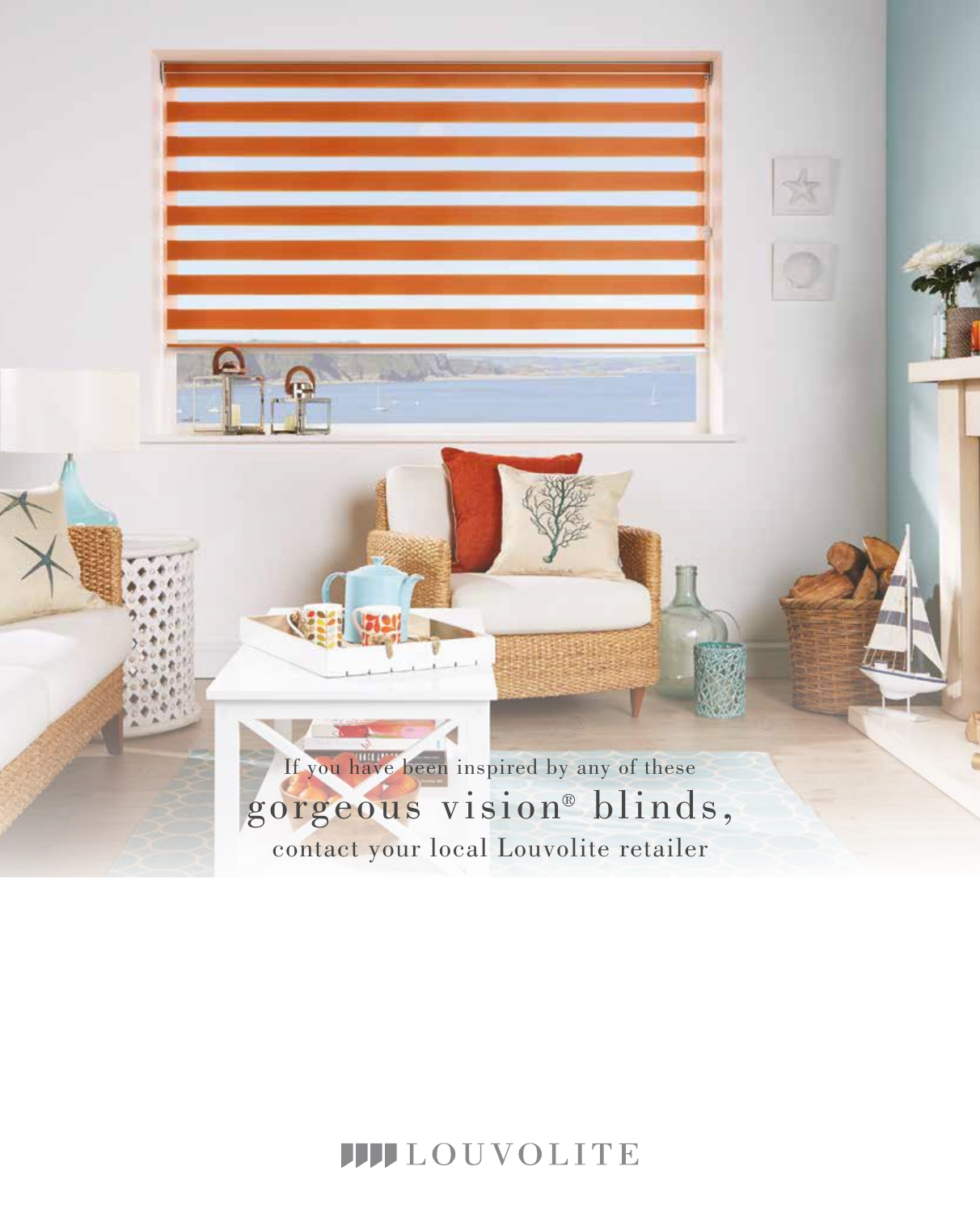If you have been inspired by any of these

gorgeous vision® blinds,

contact your local Louvolite retailer

LOUVOLITE